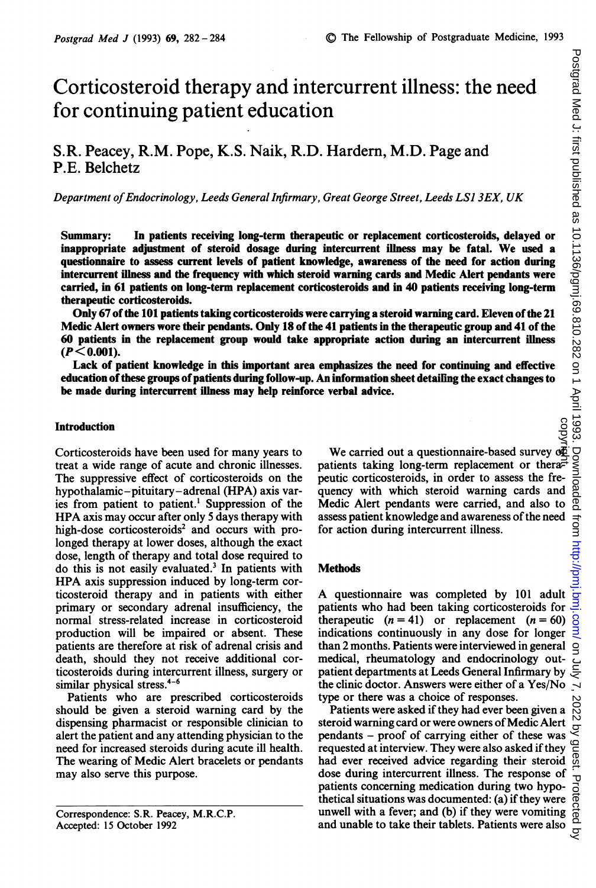# Corticosteroid therapy and intercurrent illness: the need for continuing patient education

S.R. Peacey, R.M. Pope, K.S. Naik, R.D. Hardern, M.D. Page and P.E. Belchetz

*Department of Endocrinology, Leeds General Infirmary, Great George Street, Leeds LS1 3EX, UK*

**Summary: In patients receiving long-term therapeutic or replacement corticosteroids, delayed or inappropriate adjustment of steroid dosage during intercurrent illness may be fatal. We used a questionnaire to assess current levels of patient knowledge, awareness of the need for action during intercurrent illness and the frequency with which steroid warning cards and Medic Alert pendants were carried, in 61 patients on long-term replacement corticosteroids and in 40 patients receiving long-term therapeutic corticosteroids.**

**Only 67 of the 101 patients taking corticosteroids were carrying a steroid warning card. Eleven of the 21 Medic Alert owners wore their pendants. Only 18 of the 41 patients in the therapeutic group and 41 of the 60 patients in the replacement group would take appropriate action during an intercurrent illness ($P<0.001$).**

**Lack of patient knowledge in this important area emphasizes the need for continuing and effective education of these groups of patients during follow-up. An information sheet detailing the exact changes to be made during intercurrent illness may help reinforce verbal advice.**

## Introduction

Corticosteroids have been used for many years to treat a wide range of acute and chronic illnesses. The suppressive effect of corticosteroids on the hypothalamic–pituitary–adrenal (HPA) axis varies from patient to patient.[1] Suppression of the HPA axis may occur after only 5 days therapy with high-dose corticosteroids[2] and occurs with prolonged therapy at lower doses, although the exact dose, length of therapy and total dose required to do this is not easily evaluated.[3] In patients with HPA axis suppression induced by long-term corticosteroid therapy and in patients with either primary or secondary adrenal insufficiency, the normal stress-related increase in corticosteroid production will be impaired or absent. These patients are therefore at risk of adrenal crisis and death, should they not receive additional corticosteroids during intercurrent illness, surgery or similar physical stress.[4–6]

Patients who are prescribed corticosteroids should be given a steroid warning card by the dispensing pharmacist or responsible clinician to alert the patient and any attending physician to the need for increased steroids during acute ill health. The wearing of Medic Alert bracelets or pendants may also serve this purpose.

We carried out a questionnaire-based survey of patients taking long-term replacement or therapeutic corticosteroids, in order to assess the frequency with which steroid warning cards and Medic Alert pendants were carried, and also to assess patient knowledge and awareness of the need for action during intercurrent illness.

## Methods

A questionnaire was completed by 101 adult patients who had been taking corticosteroids for therapeutic ($n=41$) or replacement ($n=60$) indications continuously in any dose for longer than 2 months. Patients were interviewed in general medical, rheumatology and endocrinology outpatient departments at Leeds General Infirmary by the clinic doctor. Answers were either of a Yes/No type or there was a choice of responses.

Patients were asked if they had ever been given a steroid warning card or were owners of Medic Alert pendants – proof of carrying either of these was requested at interview. They were also asked if they had ever received advice regarding their steroid dose during intercurrent illness. The response of patients concerning medication during two hypothetical situations was documented: (a) if they were unwell with a fever; and (b) if they were vomiting and unable to take their tablets. Patients were also

Correspondence: S.R. Peacey, M.R.C.P.
Accepted: 15 October 1992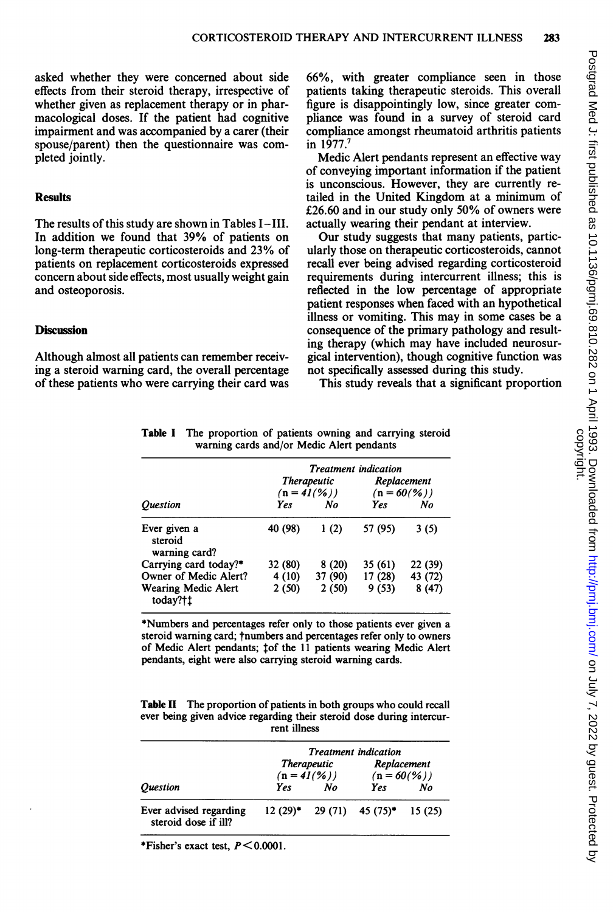asked whether they were concerned about side effects from their steroid therapy, irrespective of whether given as replacement therapy or in pharmacological doses. If the patient had cognitive impairment and was accompanied by a carer (their spouse/parent) then the questionnaire was completed jointly.

## Results

The results of this study are shown in Tables I–III. In addition we found that 39% of patients on long-term therapeutic corticosteroids and 23% of patients on replacement corticosteroids expressed concern about side effects, most usually weight gain and osteoporosis.

## Discussion

Although almost all patients can remember receiving a steroid warning card, the overall percentage of these patients who were carrying their card was 66%, with greater compliance seen in those patients taking therapeutic steroids. This overall figure is disappointingly low, since greater compliance was found in a survey of steroid card compliance amongst rheumatoid arthritis patients in 1977.[7]

Medic Alert pendants represent an effective way of conveying important information if the patient is unconscious. However, they are currently retailed in the United Kingdom at a minimum of £26.60 and in our study only 50% of owners were actually wearing their pendant at interview.

Our study suggests that many patients, particularly those on therapeutic corticosteroids, cannot recall ever being advised regarding corticosteroid requirements during intercurrent illness; this is reflected in the low percentage of appropriate patient responses when faced with an hypothetical illness or vomiting. This may in some cases be a consequence of the primary pathology and resulting therapy (which may have included neurosurgical intervention), though cognitive function was not specifically assessed during this study.

This study reveals that a significant proportion

**Table I** The proportion of patients owning and carrying steroid warning cards and/or Medic Alert pendants

| | *Treatment indication* | | | |
|---|---|---|---|---|
| | *Therapeutic* (n = 41(%)) | | *Replacement* (n = 60(%)) | |
| *Question* | *Yes* | *No* | *Yes* | *No* |
| Ever given a steroid warning card? | 40 (98) | 1 (2) | 57 (95) | 3 (5) |
| Carrying card today?* | 32 (80) | 8 (20) | 35 (61) | 22 (39) |
| Owner of Medic Alert? | 4 (10) | 37 (90) | 17 (28) | 43 (72) |
| Wearing Medic Alert today?†‡ | 2 (50) | 2 (50) | 9 (53) | 8 (47) |

*Numbers and percentages refer only to those patients ever given a steroid warning card; †numbers and percentages refer only to owners of Medic Alert pendants; ‡of the 11 patients wearing Medic Alert pendants, eight were also carrying steroid warning cards.

**Table II** The proportion of patients in both groups who could recall ever being given advice regarding their steroid dose during intercurrent illness

| | *Treatment indication* | | | |
|---|---|---|---|---|
| | *Therapeutic* (n = 41(%)) | | *Replacement* (n = 60(%)) | |
| *Question* | *Yes* | *No* | *Yes* | *No* |
| Ever advised regarding steroid dose if ill? | 12 (29)* | 29 (71) | 45 (75)* | 15 (25) |

*Fisher's exact test, $P < 0.0001$.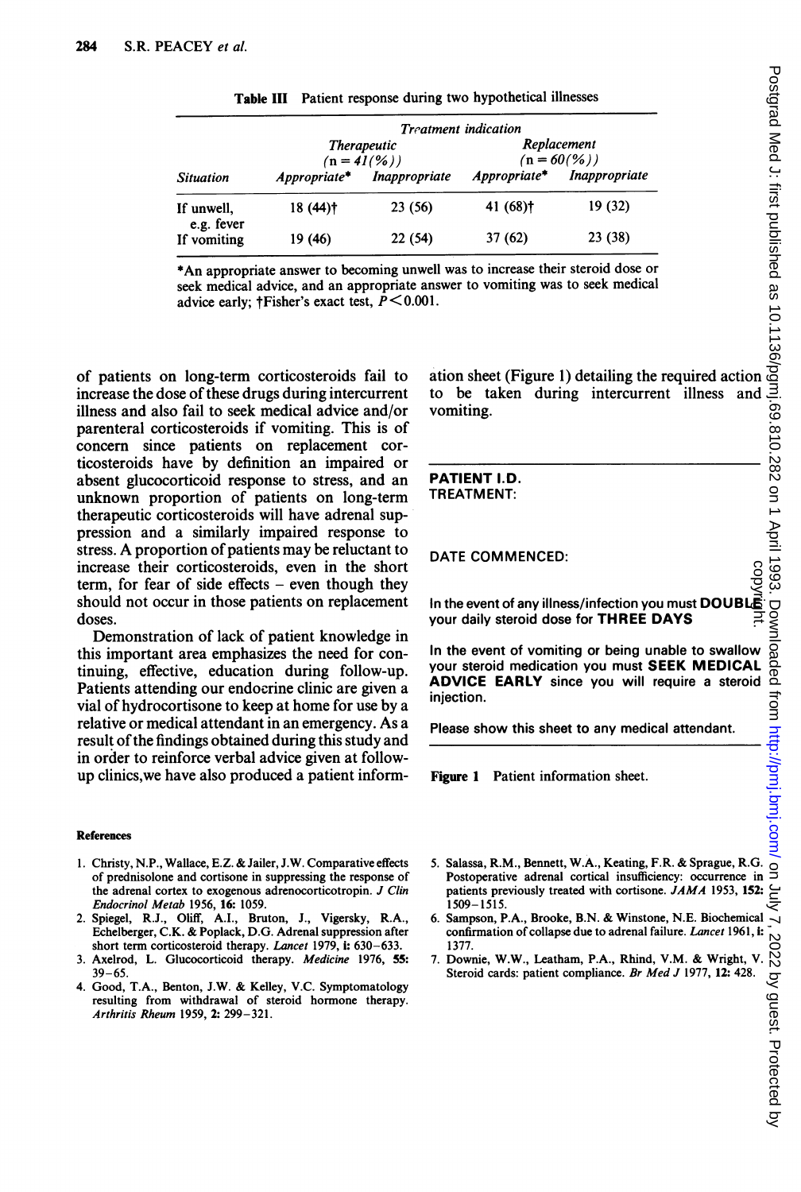**Table III** Patient response during two hypothetical illnesses

| | Treatment indication | | | |
|---|---|---|---|---|
| | *Therapeutic* (n = 41(%)) | | *Replacement* (n = 60(%)) | |
| *Situation* | *Appropriate** | *Inappropriate* | *Appropriate** | *Inappropriate* |
| If unwell, e.g. fever | 18 (44)† | 23 (56) | 41 (68)† | 19 (32) |
| If vomiting | 19 (46) | 22 (54) | 37 (62) | 23 (38) |

*An appropriate answer to becoming unwell was to increase their steroid dose or seek medical advice, and an appropriate answer to vomiting was to seek medical advice early; †Fisher's exact test, $P < 0.001$.

of patients on long-term corticosteroids fail to increase the dose of these drugs during intercurrent illness and also fail to seek medical advice and/or parenteral corticosteroids if vomiting. This is of concern since patients on replacement corticosteroids have by definition an impaired or absent glucocorticoid response to stress, and an unknown proportion of patients on long-term therapeutic corticosteroids will have adrenal suppression and a similarly impaired response to stress. A proportion of patients may be reluctant to increase their corticosteroids, even in the short term, for fear of side effects – even though they should not occur in those patients on replacement doses.

Demonstration of lack of patient knowledge in this important area emphasizes the need for continuing, effective, education during follow-up. Patients attending our endocrine clinic are given a vial of hydrocortisone to keep at home for use by a relative or medical attendant in an emergency. As a result of the findings obtained during this study and in order to reinforce verbal advice given at follow-up clinics, we have also produced a patient information sheet (Figure 1) detailing the required action to be taken during intercurrent illness and vomiting.

---

**PATIENT I.D.**
**TREATMENT:**

**DATE COMMENCED:**

In the event of any illness/infection you must **DOUBLE** your daily steroid dose for **THREE DAYS**

In the event of vomiting or being unable to swallow your steroid medication you must **SEEK MEDICAL ADVICE EARLY** since you will require a steroid injection.

Please show this sheet to any medical attendant.

---

**Figure 1** Patient information sheet.

## References

1. Christy, N.P., Wallace, E.Z. & Jailer, J.W. Comparative effects of prednisolone and cortisone in suppressing the response of the adrenal cortex to exogenous adrenocorticotropin. *J Clin Endocrinol Metab* 1956, **16**: 1059.
2. Spiegel, R.J., Oliff, A.I., Bruton, J., Vigersky, R.A., Echelberger, C.K. & Poplack, D.G. Adrenal suppression after short term corticosteroid therapy. *Lancet* 1979, **i**: 630–633.
3. Axelrod, L. Glucocorticoid therapy. *Medicine* 1976, **55**: 39–65.
4. Good, T.A., Benton, J.W. & Kelley, V.C. Symptomatology resulting from withdrawal of steroid hormone therapy. *Arthritis Rheum* 1959, **2**: 299–321.
5. Salassa, R.M., Bennett, W.A., Keating, F.R. & Sprague, R.G. Postoperative adrenal cortical insufficiency: occurrence in patients previously treated with cortisone. *JAMA* 1953, **152**: 1509–1515.
6. Sampson, P.A., Brooke, B.N. & Winstone, N.E. Biochemical confirmation of collapse due to adrenal failure. *Lancet* 1961, **i**: 1377.
7. Downie, W.W., Leatham, P.A., Rhind, V.M. & Wright, V. Steroid cards: patient compliance. *Br Med J* 1977, **12**: 428.